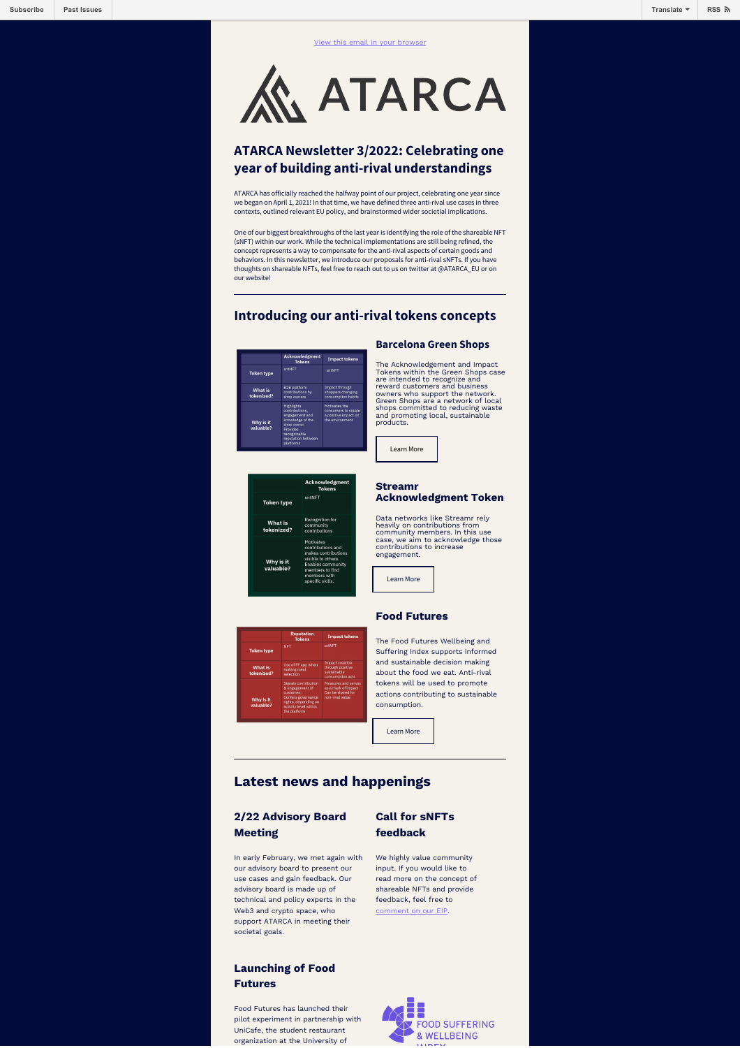Subscribe | Past Issues | Translate | RSS

View this email in your browser

# ATARCA Newsletter 3/2022: Celebrating one year of building anti-rival understandings

ATARCA has officially reached the halfway point of our project, celebrating one year since we began on April 1, 2021! In that time, we have defined three anti-rival use cases in three contexts, outlined relevant EU policy, and brainstormed wider societial implications.

One of our biggest breakthroughs of the last year is identifying the role of the shareable NFT (sNFT) within our work. While the technical implementations are still being refined, the concept represents a way to compensate for the anti-rival aspects of certain goods and behaviors. In this newsletter, we introduce our proposals for anti-rival sNFTs. If you have thoughts on shareable NFTs, feel free to reach out to us on twitter at @ATARCA_EU or on our website!

---

## Introducing our anti-rival tokens concepts

| | Acknowledgment Tokens | Impact tokens |
|---|---|---|
| Token type | antNFT | antNFT |
| What is tokenized? | B2B platform contributions by shop owners | Impact through shoppers changing consumption habits |
| Why is it valuable? | Highlights contributions, engagement and knowledge of the shop owner. Provides recognizable reputation between platforms | Motivates the consumers to create a positive impact on the environment |

### Barcelona Green Shops

The Acknowledgement and Impact Tokens within the Green Shops case are intended to recognize and reward customers and business owners who support the network. Green Shops are a network of local shops committed to reducing waste and promoting local, sustainable products.

Learn More

| | Acknowledgment Tokens |
|---|---|
| Token type | antNFT |
| What is tokenized? | Recognition for community contributions |
| Why is it valuable? | Motivates contributions and makes contributions visible to others. Enables community members to find members with specific skills. |

### Streamr Acknowledgment Token

Data networks like Streamr rely heavily on contributions from community members. In this use case, we aim to acknowledge those contributions to increase engagement.

Learn More

| | Reputation Tokens | Impact tokens |
|---|---|---|
| Token type | NFT | antNFT |
| What is tokenized? | Use of FF app when making meal selection | Impact creation through positive sustainable consumption acts |
| Why is it valuable? | Signals contribution & engagement of customer. Confers governance rights, depending on activity level within the platform | Measures and serves as a mark of impact. Can be shared for non-rival value |

### Food Futures

The Food Futures Wellbeing and Suffering Index supports informed and sustainable decision making about the food we eat. Anti-rival tokens will be used to promote actions contributing to sustainable consumption.

Learn More

---

## Latest news and happenings

### 2/22 Advisory Board Meeting

In early February, we met again with our advisory board to present our use cases and gain feedback. Our advisory board is made up of technical and policy experts in the Web3 and crypto space, who support ATARCA in meeting their societal goals.

### Call for sNFTs feedback

We highly value community input. If you would like to read more on the concept of shareable NFTs and provide feedback, feel free to comment on our EIP.

### Launching of Food Futures

Food Futures has launched their pilot experiment in partnership with UniCafe, the student restaurant organization at the University of

FOOD SUFFERING & WELLBEING INDEX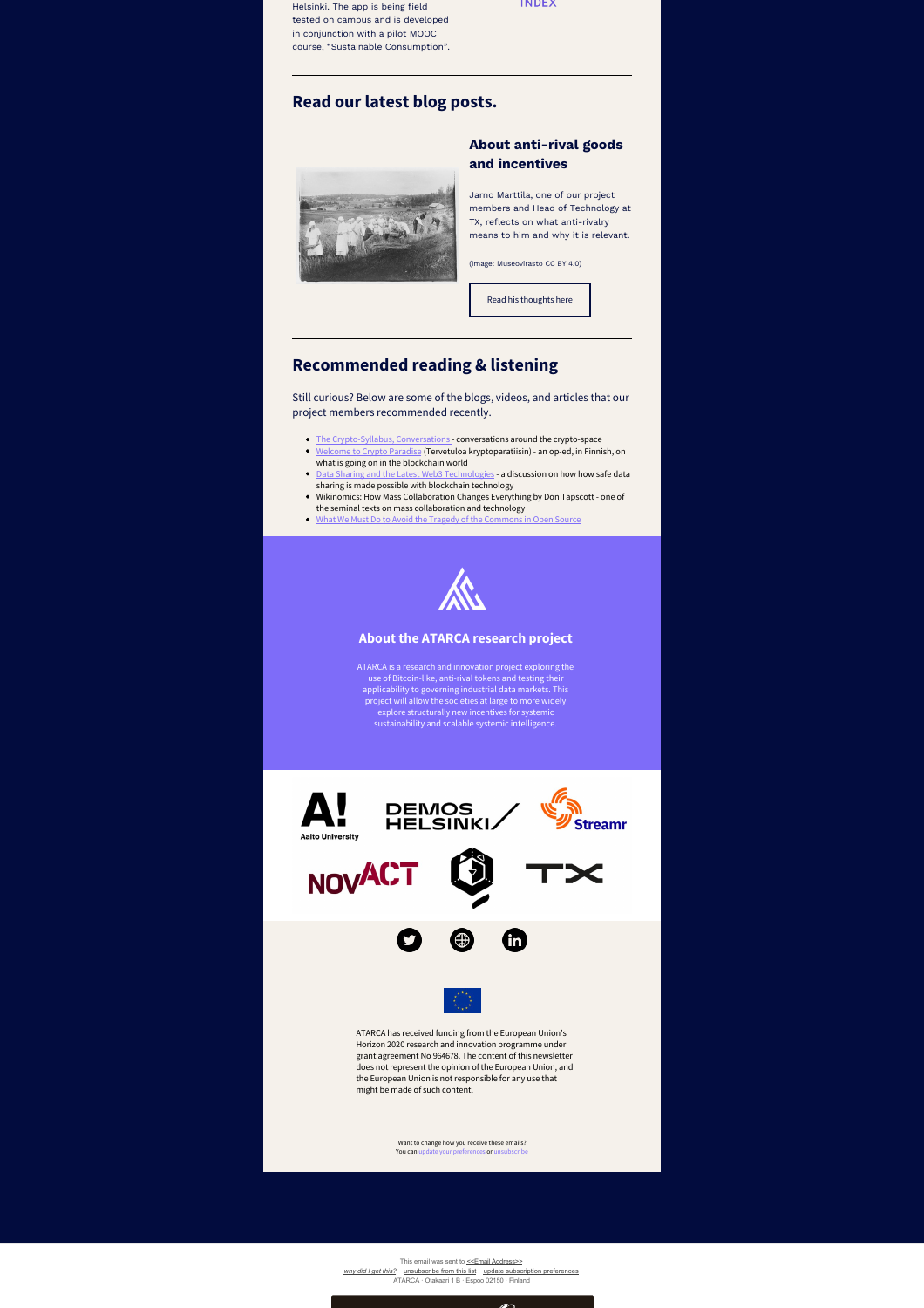Helsinki. The app is being field tested on campus and is developed in conjunction with a pilot MOOC course, "Sustainable Consumption".

INDEX

## Read our latest blog posts.

### About anti-rival goods and incentives

Jarno Marttila, one of our project members and Head of Technology at TX, reflects on what anti-rivalry means to him and why it is relevant.

(Image: Museovirasto CC BY 4.0)

Read his thoughts here

## Recommended reading & listening

Still curious? Below are some of the blogs, videos, and articles that our project members recommended recently.

- The Crypto-Syllabus, Conversations - conversations around the crypto-space
- Welcome to Crypto Paradise (Tervetuloa kryptoparatiisin) - an op-ed, in Finnish, on what is going on in the blockchain world
- Data Sharing and the Latest Web3 Technologies - a discussion on how how safe data sharing is made possible with blockchain technology
- Wikinomics: How Mass Collaboration Changes Everything by Don Tapscott - one of the seminal texts on mass collaboration and technology
- What We Must Do to Avoid the Tragedy of the Commons in Open Source

### About the ATARCA research project

ATARCA is a research and innovation project exploring the use of Bitcoin-like, anti-rival tokens and testing their applicability to governing industrial data markets. This project will allow the societies at large to more widely explore structurally new incentives for systemic sustainability and scalable systemic intelligence.

ATARCA has received funding from the European Union's Horizon 2020 research and innovation programme under grant agreement No 964678. The content of this newsletter does not represent the opinion of the European Union, and the European Union is not responsible for any use that might be made of such content.

Want to change how you receive these emails?
You can update your preferences or unsubscribe

This email was sent to <<Email Address>>
*why did I get this?* unsubscribe from this list update subscription preferences
ATARCA · Otakaari 1 B · Espoo 02150 · Finland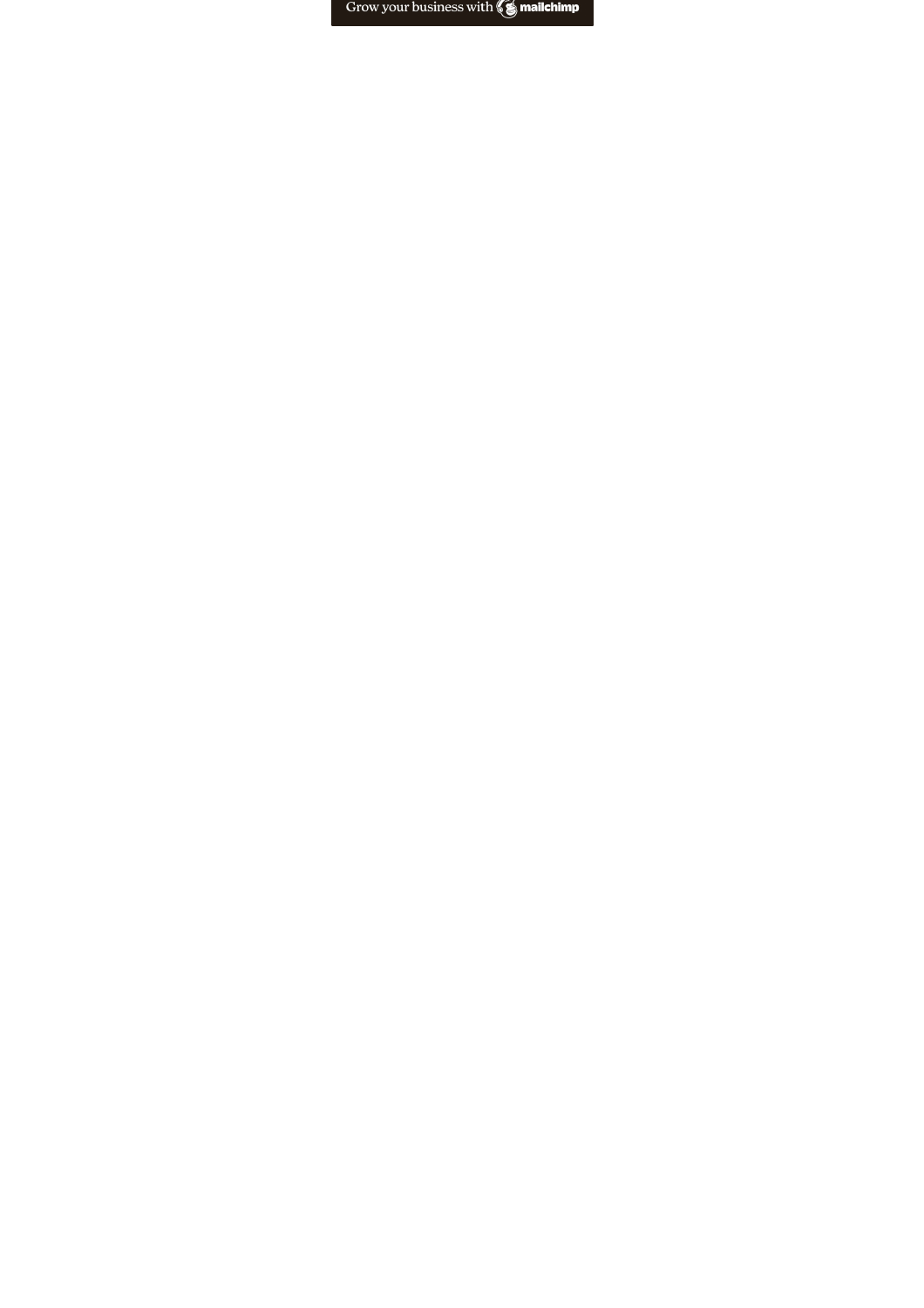Grow your business with mailchimp